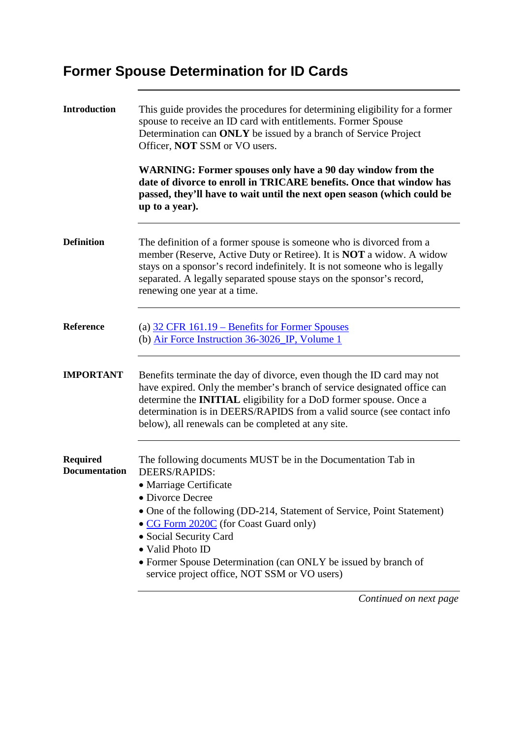# Former Spouse Determination for ID Cards

**Introduction**

This guide provides the procedures for determining eligibility for a former spouse to receive an ID card with entitlements. Former Spouse Determination can **ONLY** be issued by a branch of Service Project Officer, **NOT** SSM or VO users.

**WARNING: Former spouses only have a 90 day window from the date of divorce to enroll in TRICARE benefits. Once that window has passed, they'll have to wait until the next open season (which could be up to a year).**

---

**Definition**

The definition of a former spouse is someone who is divorced from a member (Reserve, Active Duty or Retiree). It is **NOT** a widow. A widow stays on a sponsor's record indefinitely. It is not someone who is legally separated. A legally separated spouse stays on the sponsor's record, renewing one year at a time.

---

**Reference**

(a) 32 CFR 161.19 – Benefits for Former Spouses
(b) Air Force Instruction 36-3026_IP, Volume 1

---

**IMPORTANT**

Benefits terminate the day of divorce, even though the ID card may not have expired. Only the member's branch of service designated office can determine the **INITIAL** eligibility for a DoD former spouse. Once a determination is in DEERS/RAPIDS from a valid source (see contact info below), all renewals can be completed at any site.

---

**Required Documentation**

The following documents MUST be in the Documentation Tab in DEERS/RAPIDS:

- Marriage Certificate
- Divorce Decree
- One of the following (DD-214, Statement of Service, Point Statement)
- CG Form 2020C (for Coast Guard only)
- Social Security Card
- Valid Photo ID
- Former Spouse Determination (can ONLY be issued by branch of service project office, NOT SSM or VO users)

*Continued on next page*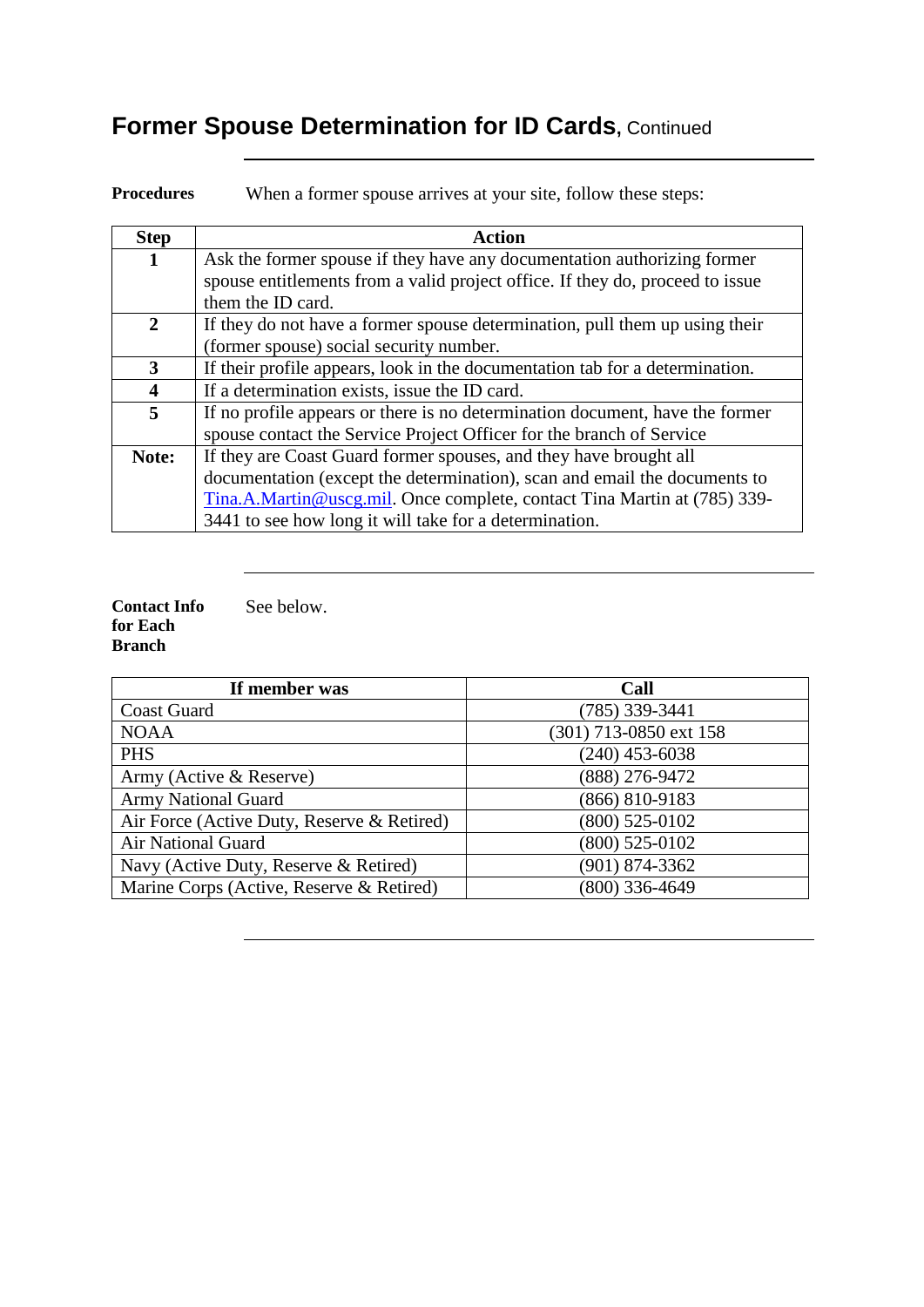# Former Spouse Determination for ID Cards, Continued

**Procedures**

When a former spouse arrives at your site, follow these steps:

| Step | Action |
|---|---|
| **1** | Ask the former spouse if they have any documentation authorizing former spouse entitlements from a valid project office. If they do, proceed to issue them the ID card. |
| **2** | If they do not have a former spouse determination, pull them up using their (former spouse) social security number. |
| **3** | If their profile appears, look in the documentation tab for a determination. |
| **4** | If a determination exists, issue the ID card. |
| **5** | If no profile appears or there is no determination document, have the former spouse contact the Service Project Officer for the branch of Service |
| **Note:** | If they are Coast Guard former spouses, and they have brought all documentation (except the determination), scan and email the documents to Tina.A.Martin@uscg.mil. Once complete, contact Tina Martin at (785) 339-3441 to see how long it will take for a determination. |

**Contact Info for Each Branch**

See below.

| If member was | Call |
|---|---|
| Coast Guard | (785) 339-3441 |
| NOAA | (301) 713-0850 ext 158 |
| PHS | (240) 453-6038 |
| Army (Active & Reserve) | (888) 276-9472 |
| Army National Guard | (866) 810-9183 |
| Air Force (Active Duty, Reserve & Retired) | (800) 525-0102 |
| Air National Guard | (800) 525-0102 |
| Navy (Active Duty, Reserve & Retired) | (901) 874-3362 |
| Marine Corps (Active, Reserve & Retired) | (800) 336-4649 |